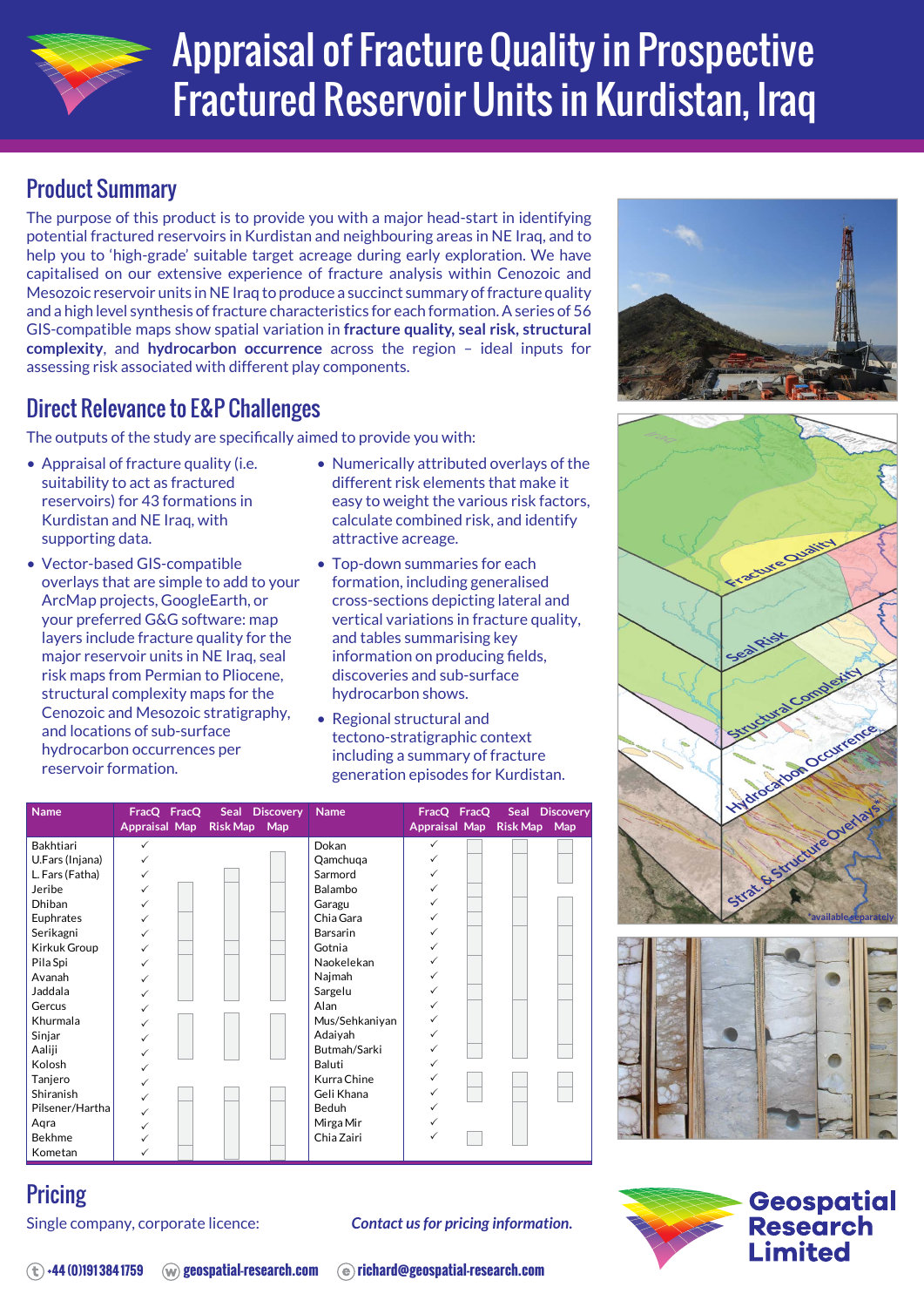# Appraisal of Fracture Quality in Prospective Fractured Reservoir Units in Kurdistan, Iraq

## Product Summary

The purpose of this product is to provide you with a major head-start in identifying potential fractured reservoirs in Kurdistan and neighbouring areas in NE Iraq, and to help you to 'high-grade' suitable target acreage during early exploration. We have capitalised on our extensive experience of fracture analysis within Cenozoic and Mesozoic reservoir units in NE Iraq to produce a succinct summary of fracture quality and a high level synthesis of fracture characteristics for each formation. A series of 56 GIS-compatible maps show spatial variation in **fracture quality, seal risk, structural complexity**, and **hydrocarbon occurrence** across the region – ideal inputs for assessing risk associated with different play components.

## Direct Relevance to E&P Challenges

The outputs of the study are specifically aimed to provide you with:

- Appraisal of fracture quality (i.e. suitability to act as fractured reservoirs) for 43 formations in Kurdistan and NE Iraq, with supporting data.
- Vector-based GIS-compatible overlays that are simple to add to your ArcMap projects, GoogleEarth, or your preferred G&G software: map layers include fracture quality for the major reservoir units in NE Iraq, seal risk maps from Permian to Pliocene, structural complexity maps for the Cenozoic and Mesozoic stratigraphy, and locations of sub-surface hydrocarbon occurrences per reservoir formation.
- Numerically attributed overlays of the different risk elements that make it easy to weight the various risk factors, calculate combined risk, and identify attractive acreage.
- Top-down summaries for each formation, including generalised cross-sections depicting lateral and vertical variations in fracture quality, and tables summarising key information on producing fields, discoveries and sub-surface hydrocarbon shows.
- Regional structural and tectono-stratigraphic context including a summary of fracture generation episodes for Kurdistan.

| Name | FracQ Appraisal | FracQ Map | Seal Risk Map | Discovery Map | Name | FracQ Appraisal | FracQ Map | Seal Risk Map | Discovery Map |
|---|---|---|---|---|---|---|---|---|---|
| Bakhtiari | ✓ | | | | Dokan | ✓ | □ | □ | □ |
| U.Fars (Injana) | ✓ | | | □ | Qamchuqa | ✓ | □ | □ | □ |
| L. Fars (Fatha) | ✓ | | □ | □ | Sarmord | ✓ | □ | □ | □ |
| Jeribe | ✓ | □ | □ | □ | Balambo | ✓ | □ | □ | |
| Dhiban | ✓ | □ | □ | □ | Garagu | ✓ | □ | □ | □ |
| Euphrates | ✓ | □ | □ | □ | Chia Gara | ✓ | □ | □ | □ |
| Serikagni | ✓ | □ | □ | □ | Barsarin | ✓ | □ | □ | □ |
| Kirkuk Group | ✓ | □ | □ | □ | Gotnia | ✓ | □ | □ | □ |
| Pila Spi | ✓ | □ | □ | □ | Naokelekan | ✓ | □ | □ | □ |
| Avanah | ✓ | □ | □ | □ | Najmah | ✓ | □ | □ | □ |
| Jaddala | ✓ | □ | □ | □ | Sargelu | ✓ | □ | □ | □ |
| Gercus | ✓ | | | | Alan | ✓ | □ | □ | □ |
| Khurmala | ✓ | □ | □ | □ | Mus/Sehkaniyan | ✓ | □ | □ | □ |
| Sinjar | ✓ | □ | □ | □ | Adaiyah | ✓ | □ | □ | □ |
| Aaliji | ✓ | □ | □ | □ | Butmah/Sarki | ✓ | □ | □ | □ |
| Kolosh | ✓ | | | | Baluti | ✓ | | □ | |
| Tanjero | ✓ | | | | Kurra Chine | ✓ | □ | □ | □ |
| Shiranish | ✓ | □ | □ | □ | Geli Khana | ✓ | □ | □ | □ |
| Pilsener/Hartha | ✓ | □ | □ | □ | Beduh | ✓ | | □ | |
| Aqra | ✓ | □ | □ | □ | Mirga Mir | ✓ | | □ | |
| Bekhme | ✓ | □ | □ | □ | Chia Zairi | ✓ | □ | □ | |
| Kometan | ✓ | □ | □ | □ | | | | | |

Fracture Quality
Seal Risk
Structural Complexity
Hydrocarbon Occurrence
Strat. & Structure Overlays*

*available separately

## Pricing

Single company, corporate licence: *Contact us for pricing information.*

**Geospatial Research Limited**

t +44 (0)191 384 1759 w geospatial-research.com e richard@geospatial-research.com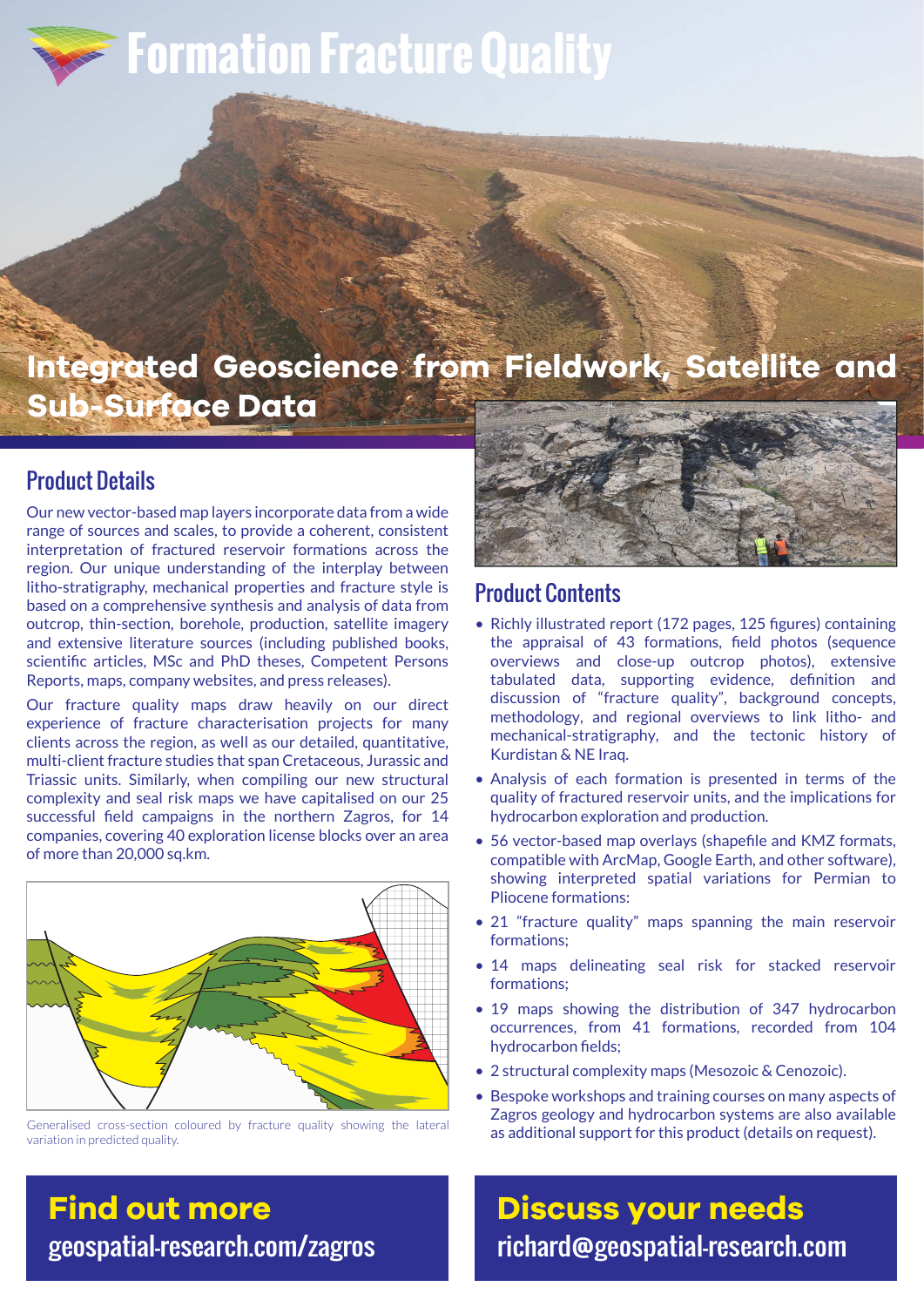# Formation Fracture Quality

## Integrated Geoscience from Fieldwork, Satellite and Sub-Surface Data

## Product Details

Our new vector-based map layers incorporate data from a wide range of sources and scales, to provide a coherent, consistent interpretation of fractured reservoir formations across the region. Our unique understanding of the interplay between litho-stratigraphy, mechanical properties and fracture style is based on a comprehensive synthesis and analysis of data from outcrop, thin-section, borehole, production, satellite imagery and extensive literature sources (including published books, scientific articles, MSc and PhD theses, Competent Persons Reports, maps, company websites, and press releases).

Our fracture quality maps draw heavily on our direct experience of fracture characterisation projects for many clients across the region, as well as our detailed, quantitative, multi-client fracture studies that span Cretaceous, Jurassic and Triassic units. Similarly, when compiling our new structural complexity and seal risk maps we have capitalised on our 25 successful field campaigns in the northern Zagros, for 14 companies, covering 40 exploration license blocks over an area of more than 20,000 sq.km.

Generalised cross-section coloured by fracture quality showing the lateral variation in predicted quality.

## Product Contents

- Richly illustrated report (172 pages, 125 figures) containing the appraisal of 43 formations, field photos (sequence overviews and close-up outcrop photos), extensive tabulated data, supporting evidence, definition and discussion of "fracture quality", background concepts, methodology, and regional overviews to link litho- and mechanical-stratigraphy, and the tectonic history of Kurdistan & NE Iraq.
- Analysis of each formation is presented in terms of the quality of fractured reservoir units, and the implications for hydrocarbon exploration and production.
- 56 vector-based map overlays (shapefile and KMZ formats, compatible with ArcMap, Google Earth, and other software), showing interpreted spatial variations for Permian to Pliocene formations:
- 21 "fracture quality" maps spanning the main reservoir formations;
- 14 maps delineating seal risk for stacked reservoir formations;
- 19 maps showing the distribution of 347 hydrocarbon occurrences, from 41 formations, recorded from 104 hydrocarbon fields;
- 2 structural complexity maps (Mesozoic & Cenozoic).
- Bespoke workshops and training courses on many aspects of Zagros geology and hydrocarbon systems are also available as additional support for this product (details on request).

**Find out more**
geospatial-research.com/zagros

**Discuss your needs**
richard@geospatial-research.com